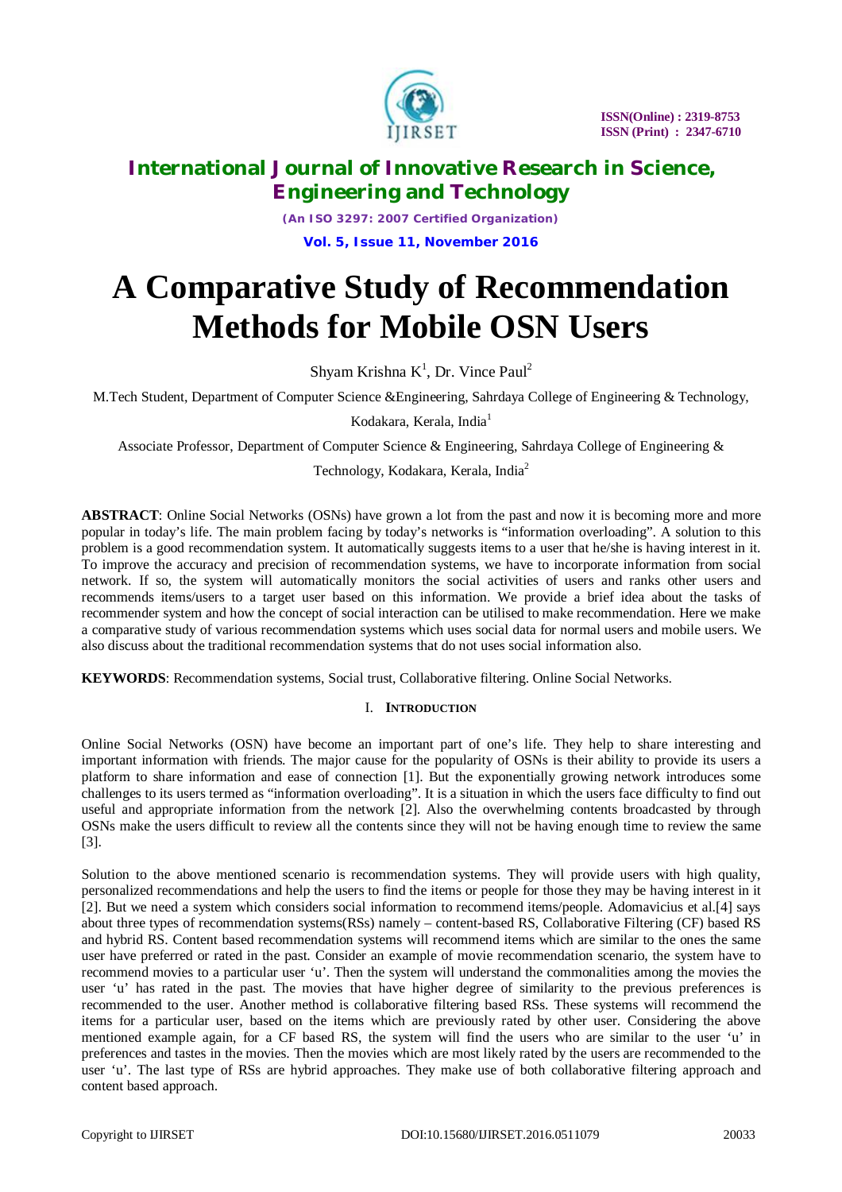# A Comparative Study of Recommendation Methods for Mobile OSN Users

Shyam Krishna K[1], Dr. Vince Paul[2]

M.Tech Student, Department of Computer Science &Engineering, Sahrdaya College of Engineering & Technology, Kodakara, Kerala, India[1]

Associate Professor, Department of Computer Science & Engineering, Sahrdaya College of Engineering & Technology, Kodakara, Kerala, India[2]

**ABSTRACT**: Online Social Networks (OSNs) have grown a lot from the past and now it is becoming more and more popular in today's life. The main problem facing by today's networks is "information overloading". A solution to this problem is a good recommendation system. It automatically suggests items to a user that he/she is having interest in it. To improve the accuracy and precision of recommendation systems, we have to incorporate information from social network. If so, the system will automatically monitors the social activities of users and ranks other users and recommends items/users to a target user based on this information. We provide a brief idea about the tasks of recommender system and how the concept of social interaction can be utilised to make recommendation. Here we make a comparative study of various recommendation systems which uses social data for normal users and mobile users. We also discuss about the traditional recommendation systems that do not uses social information also.

**KEYWORDS**: Recommendation systems, Social trust, Collaborative filtering. Online Social Networks.

## I. Introduction

Online Social Networks (OSN) have become an important part of one's life. They help to share interesting and important information with friends. The major cause for the popularity of OSNs is their ability to provide its users a platform to share information and ease of connection [1]. But the exponentially growing network introduces some challenges to its users termed as "information overloading". It is a situation in which the users face difficulty to find out useful and appropriate information from the network [2]. Also the overwhelming contents broadcasted by through OSNs make the users difficult to review all the contents since they will not be having enough time to review the same [3].

Solution to the above mentioned scenario is recommendation systems. They will provide users with high quality, personalized recommendations and help the users to find the items or people for those they may be having interest in it [2]. But we need a system which considers social information to recommend items/people. Adomavicius et al.[4] says about three types of recommendation systems(RSs) namely – content-based RS, Collaborative Filtering (CF) based RS and hybrid RS. Content based recommendation systems will recommend items which are similar to the ones the same user have preferred or rated in the past. Consider an example of movie recommendation scenario, the system have to recommend movies to a particular user 'u'. Then the system will understand the commonalities among the movies the user 'u' has rated in the past. The movies that have higher degree of similarity to the previous preferences is recommended to the user. Another method is collaborative filtering based RSs. These systems will recommend the items for a particular user, based on the items which are previously rated by other user. Considering the above mentioned example again, for a CF based RS, the system will find the users who are similar to the user 'u' in preferences and tastes in the movies. Then the movies which are most likely rated by the users are recommended to the user 'u'. The last type of RSs are hybrid approaches. They make use of both collaborative filtering approach and content based approach.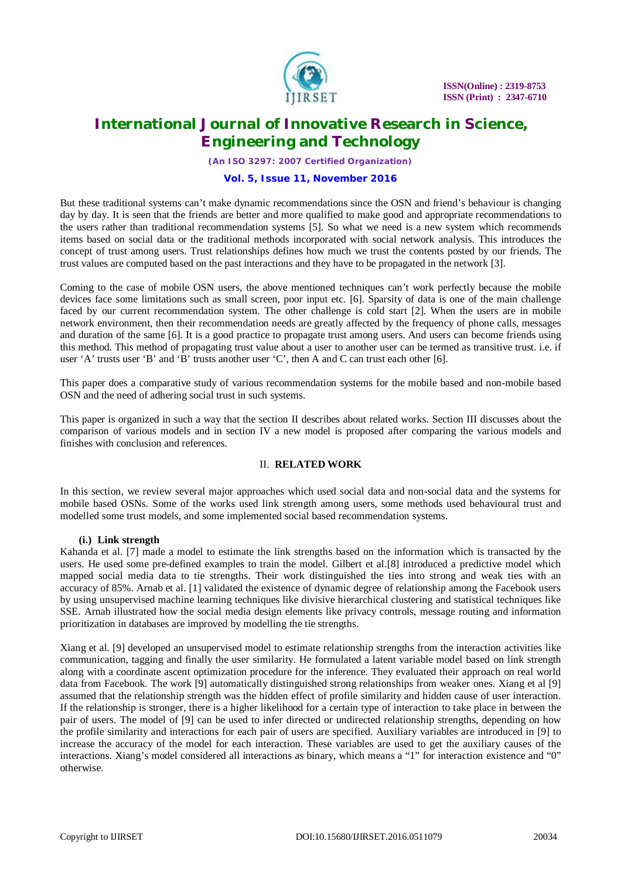But these traditional systems can't make dynamic recommendations since the OSN and friend's behaviour is changing day by day. It is seen that the friends are better and more qualified to make good and appropriate recommendations to the users rather than traditional recommendation systems [5]. So what we need is a new system which recommends items based on social data or the traditional methods incorporated with social network analysis. This introduces the concept of trust among users. Trust relationships defines how much we trust the contents posted by our friends. The trust values are computed based on the past interactions and they have to be propagated in the network [3].

Coming to the case of mobile OSN users, the above mentioned techniques can't work perfectly because the mobile devices face some limitations such as small screen, poor input etc. [6]. Sparsity of data is one of the main challenge faced by our current recommendation system. The other challenge is cold start [2]. When the users are in mobile network environment, then their recommendation needs are greatly affected by the frequency of phone calls, messages and duration of the same [6]. It is a good practice to propagate trust among users. And users can become friends using this method. This method of propagating trust value about a user to another user can be termed as transitive trust. i.e. if user 'A' trusts user 'B' and 'B' trusts another user 'C', then A and C can trust each other [6].

This paper does a comparative study of various recommendation systems for the mobile based and non-mobile based OSN and the need of adhering social trust in such systems.

This paper is organized in such a way that the section II describes about related works. Section III discusses about the comparison of various models and in section IV a new model is proposed after comparing the various models and finishes with conclusion and references.

## II. RELATED WORK

In this section, we review several major approaches which used social data and non-social data and the systems for mobile based OSNs. Some of the works used link strength among users, some methods used behavioural trust and modelled some trust models, and some implemented social based recommendation systems.

### (i.) Link strength

Kahanda et al. [7] made a model to estimate the link strengths based on the information which is transacted by the users. He used some pre-defined examples to train the model. Gilbert et al.[8] introduced a predictive model which mapped social media data to tie strengths. Their work distinguished the ties into strong and weak ties with an accuracy of 85%. Arnab et al. [1] validated the existence of dynamic degree of relationship among the Facebook users by using unsupervised machine learning techniques like divisive hierarchical clustering and statistical techniques like SSE. Arnab illustrated how the social media design elements like privacy controls, message routing and information prioritization in databases are improved by modelling the tie strengths.

Xiang et al. [9] developed an unsupervised model to estimate relationship strengths from the interaction activities like communication, tagging and finally the user similarity. He formulated a latent variable model based on link strength along with a coordinate ascent optimization procedure for the inference. They evaluated their approach on real world data from Facebook. The work [9] automatically distinguished strong relationships from weaker ones. Xiang et al [9] assumed that the relationship strength was the hidden effect of profile similarity and hidden cause of user interaction. If the relationship is stronger, there is a higher likelihood for a certain type of interaction to take place in between the pair of users. The model of [9] can be used to infer directed or undirected relationship strengths, depending on how the profile similarity and interactions for each pair of users are specified. Auxiliary variables are introduced in [9] to increase the accuracy of the model for each interaction. These variables are used to get the auxiliary causes of the interactions. Xiang's model considered all interactions as binary, which means a "1" for interaction existence and "0" otherwise.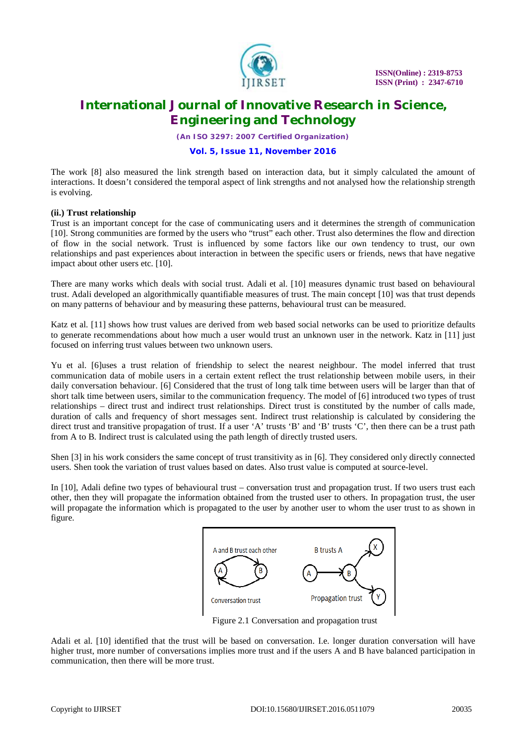The work [8] also measured the link strength based on interaction data, but it simply calculated the amount of interactions. It doesn't considered the temporal aspect of link strengths and not analysed how the relationship strength is evolving.

**(ii.) Trust relationship**

Trust is an important concept for the case of communicating users and it determines the strength of communication [10]. Strong communities are formed by the users who "trust" each other. Trust also determines the flow and direction of flow in the social network. Trust is influenced by some factors like our own tendency to trust, our own relationships and past experiences about interaction in between the specific users or friends, news that have negative impact about other users etc. [10].

There are many works which deals with social trust. Adali et al. [10] measures dynamic trust based on behavioural trust. Adali developed an algorithmically quantifiable measures of trust. The main concept [10] was that trust depends on many patterns of behaviour and by measuring these patterns, behavioural trust can be measured.

Katz et al. [11] shows how trust values are derived from web based social networks can be used to prioritize defaults to generate recommendations about how much a user would trust an unknown user in the network. Katz in [11] just focused on inferring trust values between two unknown users.

Yu et al. [6]uses a trust relation of friendship to select the nearest neighbour. The model inferred that trust communication data of mobile users in a certain extent reflect the trust relationship between mobile users, in their daily conversation behaviour. [6] Considered that the trust of long talk time between users will be larger than that of short talk time between users, similar to the communication frequency. The model of [6] introduced two types of trust relationships – direct trust and indirect trust relationships. Direct trust is constituted by the number of calls made, duration of calls and frequency of short messages sent. Indirect trust relationship is calculated by considering the direct trust and transitive propagation of trust. If a user 'A' trusts 'B' and 'B' trusts 'C', then there can be a trust path from A to B. Indirect trust is calculated using the path length of directly trusted users.

Shen [3] in his work considers the same concept of trust transitivity as in [6]. They considered only directly connected users. Shen took the variation of trust values based on dates. Also trust value is computed at source-level.

In [10], Adali define two types of behavioural trust – conversation trust and propagation trust. If two users trust each other, then they will propagate the information obtained from the trusted user to others. In propagation trust, the user will propagate the information which is propagated to the user by another user to whom the user trust to as shown in figure.

Figure 2.1 Conversation and propagation trust

Adali et al. [10] identified that the trust will be based on conversation. I.e. longer duration conversation will have higher trust, more number of conversations implies more trust and if the users A and B have balanced participation in communication, then there will be more trust.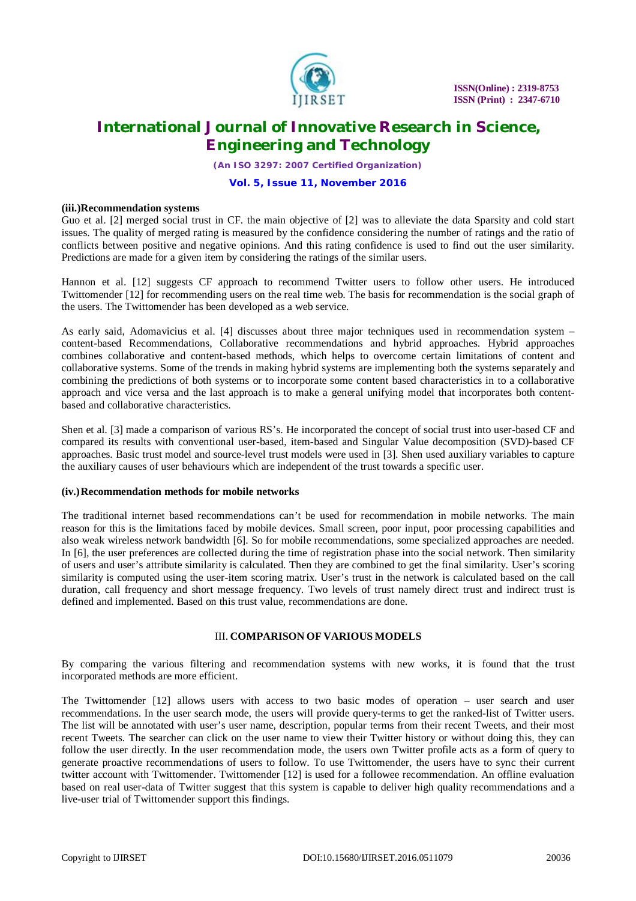**(iii.)Recommendation systems**

Guo et al. [2] merged social trust in CF. the main objective of [2] was to alleviate the data Sparsity and cold start issues. The quality of merged rating is measured by the confidence considering the number of ratings and the ratio of conflicts between positive and negative opinions. And this rating confidence is used to find out the user similarity. Predictions are made for a given item by considering the ratings of the similar users.

Hannon et al. [12] suggests CF approach to recommend Twitter users to follow other users. He introduced Twittomender [12] for recommending users on the real time web. The basis for recommendation is the social graph of the users. The Twittomender has been developed as a web service.

As early said, Adomavicius et al. [4] discusses about three major techniques used in recommendation system – content-based Recommendations, Collaborative recommendations and hybrid approaches. Hybrid approaches combines collaborative and content-based methods, which helps to overcome certain limitations of content and collaborative systems. Some of the trends in making hybrid systems are implementing both the systems separately and combining the predictions of both systems or to incorporate some content based characteristics in to a collaborative approach and vice versa and the last approach is to make a general unifying model that incorporates both content-based and collaborative characteristics.

Shen et al. [3] made a comparison of various RS's. He incorporated the concept of social trust into user-based CF and compared its results with conventional user-based, item-based and Singular Value decomposition (SVD)-based CF approaches. Basic trust model and source-level trust models were used in [3]. Shen used auxiliary variables to capture the auxiliary causes of user behaviours which are independent of the trust towards a specific user.

**(iv.)Recommendation methods for mobile networks**

The traditional internet based recommendations can't be used for recommendation in mobile networks. The main reason for this is the limitations faced by mobile devices. Small screen, poor input, poor processing capabilities and also weak wireless network bandwidth [6]. So for mobile recommendations, some specialized approaches are needed. In [6], the user preferences are collected during the time of registration phase into the social network. Then similarity of users and user's attribute similarity is calculated. Then they are combined to get the final similarity. User's scoring similarity is computed using the user-item scoring matrix. User's trust in the network is calculated based on the call duration, call frequency and short message frequency. Two levels of trust namely direct trust and indirect trust is defined and implemented. Based on this trust value, recommendations are done.

## III. COMPARISON OF VARIOUS MODELS

By comparing the various filtering and recommendation systems with new works, it is found that the trust incorporated methods are more efficient.

The Twittomender [12] allows users with access to two basic modes of operation – user search and user recommendations. In the user search mode, the users will provide query-terms to get the ranked-list of Twitter users. The list will be annotated with user's user name, description, popular terms from their recent Tweets, and their most recent Tweets. The searcher can click on the user name to view their Twitter history or without doing this, they can follow the user directly. In the user recommendation mode, the users own Twitter profile acts as a form of query to generate proactive recommendations of users to follow. To use Twittomender, the users have to sync their current twitter account with Twittomender. Twittomender [12] is used for a followee recommendation. An offline evaluation based on real user-data of Twitter suggest that this system is capable to deliver high quality recommendations and a live-user trial of Twittomender support this findings.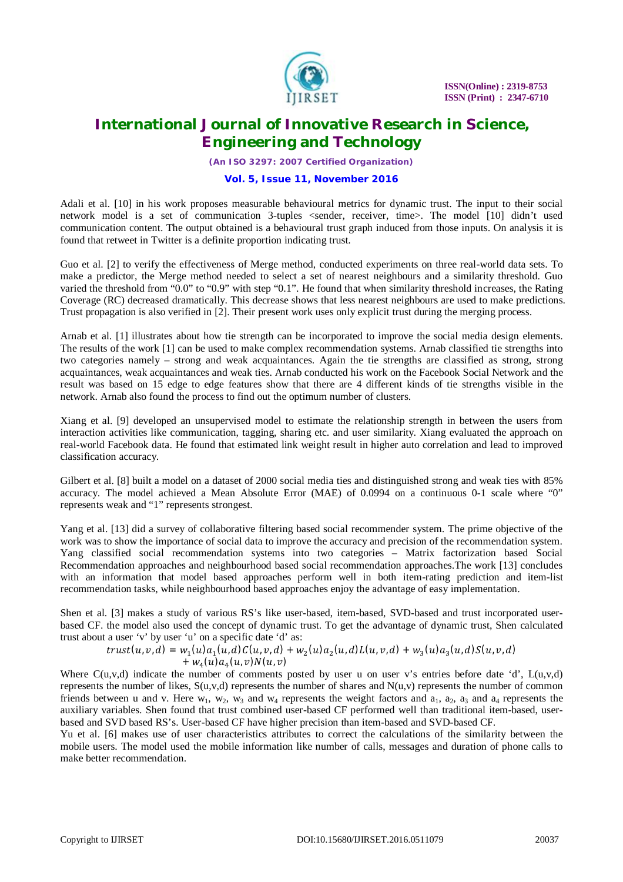Adali et al. [10] in his work proposes measurable behavioural metrics for dynamic trust. The input to their social network model is a set of communication 3-tuples <sender, receiver, time>. The model [10] didn't used communication content. The output obtained is a behavioural trust graph induced from those inputs. On analysis it is found that retweet in Twitter is a definite proportion indicating trust.

Guo et al. [2] to verify the effectiveness of Merge method, conducted experiments on three real-world data sets. To make a predictor, the Merge method needed to select a set of nearest neighbours and a similarity threshold. Guo varied the threshold from "0.0" to "0.9" with step "0.1". He found that when similarity threshold increases, the Rating Coverage (RC) decreased dramatically. This decrease shows that less nearest neighbours are used to make predictions. Trust propagation is also verified in [2]. Their present work uses only explicit trust during the merging process.

Arnab et al. [1] illustrates about how tie strength can be incorporated to improve the social media design elements. The results of the work [1] can be used to make complex recommendation systems. Arnab classified tie strengths into two categories namely – strong and weak acquaintances. Again the tie strengths are classified as strong, strong acquaintances, weak acquaintances and weak ties. Arnab conducted his work on the Facebook Social Network and the result was based on 15 edge to edge features show that there are 4 different kinds of tie strengths visible in the network. Arnab also found the process to find out the optimum number of clusters.

Xiang et al. [9] developed an unsupervised model to estimate the relationship strength in between the users from interaction activities like communication, tagging, sharing etc. and user similarity. Xiang evaluated the approach on real-world Facebook data. He found that estimated link weight result in higher auto correlation and lead to improved classification accuracy.

Gilbert et al. [8] built a model on a dataset of 2000 social media ties and distinguished strong and weak ties with 85% accuracy. The model achieved a Mean Absolute Error (MAE) of 0.0994 on a continuous 0-1 scale where "0" represents weak and "1" represents strongest.

Yang et al. [13] did a survey of collaborative filtering based social recommender system. The prime objective of the work was to show the importance of social data to improve the accuracy and precision of the recommendation system. Yang classified social recommendation systems into two categories – Matrix factorization based Social Recommendation approaches and neighbourhood based social recommendation approaches.The work [13] concludes with an information that model based approaches perform well in both item-rating prediction and item-list recommendation tasks, while neighbourhood based approaches enjoy the advantage of easy implementation.

Shen et al. [3] makes a study of various RS's like user-based, item-based, SVD-based and trust incorporated user-based CF. the model also used the concept of dynamic trust. To get the advantage of dynamic trust, Shen calculated trust about a user 'v' by user 'u' on a specific date 'd' as:

$$trust(u,v,d) = w_1(u)a_1(u,d)C(u,v,d) + w_2(u)a_2(u,d)L(u,v,d) + w_3(u)a_3(u,d)S(u,v,d) + w_4(u)a_4(u,v)N(u,v)$$

Where $C(u,v,d)$ indicate the number of comments posted by user u on user v's entries before date 'd', $L(u,v,d)$ represents the number of likes, $S(u,v,d)$ represents the number of shares and $N(u,v)$ represents the number of common friends between u and v. Here $w_1$, $w_2$, $w_3$ and $w_4$ represents the weight factors and $a_1$, $a_2$, $a_3$ and $a_4$ represents the auxiliary variables. Shen found that trust combined user-based CF performed well than traditional item-based, user-based and SVD based RS's. User-based CF have higher precision than item-based and SVD-based CF.

Yu et al. [6] makes use of user characteristics attributes to correct the calculations of the similarity between the mobile users. The model used the mobile information like number of calls, messages and duration of phone calls to make better recommendation.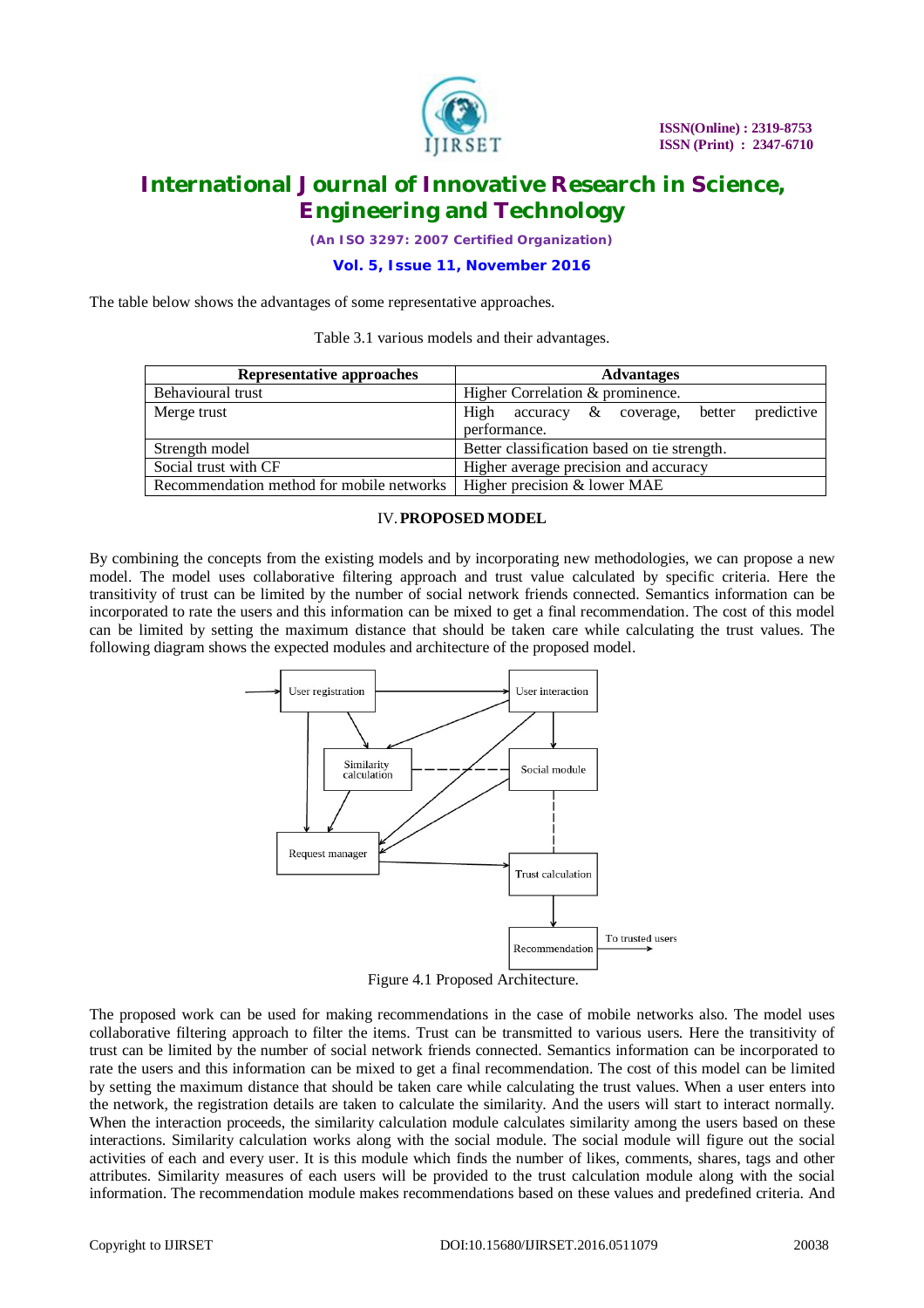The table below shows the advantages of some representative approaches.

Table 3.1 various models and their advantages.

| Representative approaches | Advantages |
|---|---|
| Behavioural trust | Higher Correlation & prominence. |
| Merge trust | High accuracy & coverage, better predictive performance. |
| Strength model | Better classification based on tie strength. |
| Social trust with CF | Higher average precision and accuracy |
| Recommendation method for mobile networks | Higher precision & lower MAE |

## IV. PROPOSED MODEL

By combining the concepts from the existing models and by incorporating new methodologies, we can propose a new model. The model uses collaborative filtering approach and trust value calculated by specific criteria. Here the transitivity of trust can be limited by the number of social network friends connected. Semantics information can be incorporated to rate the users and this information can be mixed to get a final recommendation. The cost of this model can be limited by setting the maximum distance that should be taken care while calculating the trust values. The following diagram shows the expected modules and architecture of the proposed model.

Figure 4.1 Proposed Architecture.

The proposed work can be used for making recommendations in the case of mobile networks also. The model uses collaborative filtering approach to filter the items. Trust can be transmitted to various users. Here the transitivity of trust can be limited by the number of social network friends connected. Semantics information can be incorporated to rate the users and this information can be mixed to get a final recommendation. The cost of this model can be limited by setting the maximum distance that should be taken care while calculating the trust values. When a user enters into the network, the registration details are taken to calculate the similarity. And the users will start to interact normally. When the interaction proceeds, the similarity calculation module calculates similarity among the users based on these interactions. Similarity calculation works along with the social module. The social module will figure out the social activities of each and every user. It is this module which finds the number of likes, comments, shares, tags and other attributes. Similarity measures of each users will be provided to the trust calculation module along with the social information. The recommendation module makes recommendations based on these values and predefined criteria. And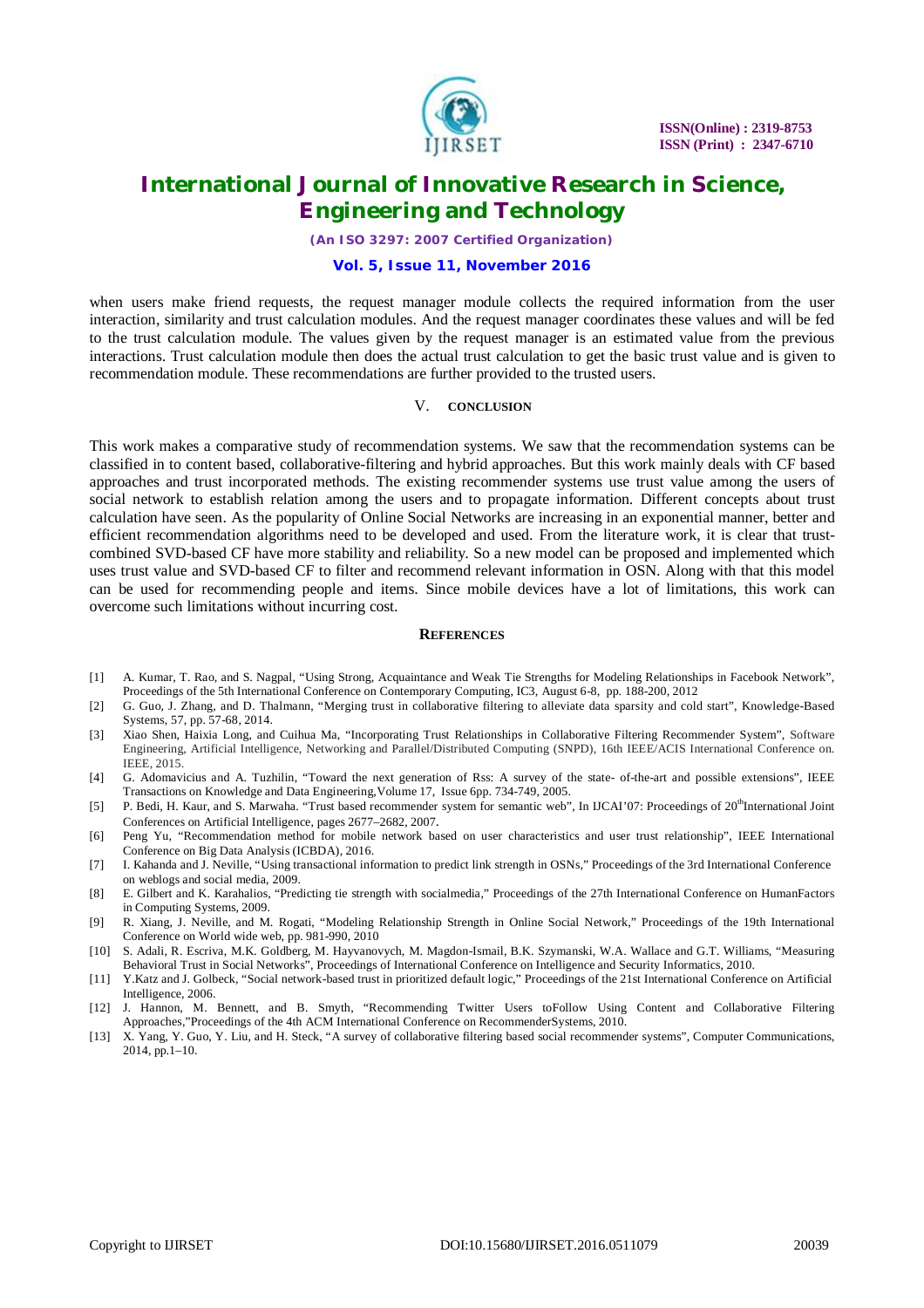when users make friend requests, the request manager module collects the required information from the user interaction, similarity and trust calculation modules. And the request manager coordinates these values and will be fed to the trust calculation module. The values given by the request manager is an estimated value from the previous interactions. Trust calculation module then does the actual trust calculation to get the basic trust value and is given to recommendation module. These recommendations are further provided to the trusted users.

## V. CONCLUSION

This work makes a comparative study of recommendation systems. We saw that the recommendation systems can be classified in to content based, collaborative-filtering and hybrid approaches. But this work mainly deals with CF based approaches and trust incorporated methods. The existing recommender systems use trust value among the users of social network to establish relation among the users and to propagate information. Different concepts about trust calculation have seen. As the popularity of Online Social Networks are increasing in an exponential manner, better and efficient recommendation algorithms need to be developed and used. From the literature work, it is clear that trust-combined SVD-based CF have more stability and reliability. So a new model can be proposed and implemented which uses trust value and SVD-based CF to filter and recommend relevant information in OSN. Along with that this model can be used for recommending people and items. Since mobile devices have a lot of limitations, this work can overcome such limitations without incurring cost.

## REFERENCES

[1] A. Kumar, T. Rao, and S. Nagpal, "Using Strong, Acquaintance and Weak Tie Strengths for Modeling Relationships in Facebook Network", Proceedings of the 5th International Conference on Contemporary Computing, IC3, August 6-8, pp. 188-200, 2012

[2] G. Guo, J. Zhang, and D. Thalmann, "Merging trust in collaborative filtering to alleviate data sparsity and cold start", Knowledge-Based Systems, 57, pp. 57-68, 2014.

[3] Xiao Shen, Haixia Long, and Cuihua Ma, "Incorporating Trust Relationships in Collaborative Filtering Recommender System", Software Engineering, Artificial Intelligence, Networking and Parallel/Distributed Computing (SNPD), 16th IEEE/ACIS International Conference on. IEEE, 2015.

[4] G. Adomavicius and A. Tuzhilin, "Toward the next generation of Rss: A survey of the state- of-the-art and possible extensions", IEEE Transactions on Knowledge and Data Engineering,Volume 17, Issue 6pp. 734-749, 2005.

[5] P. Bedi, H. Kaur, and S. Marwaha. "Trust based recommender system for semantic web", In IJCAI'07: Proceedings of 20th International Joint Conferences on Artificial Intelligence, pages 2677–2682, 2007.

[6] Peng Yu, "Recommendation method for mobile network based on user characteristics and user trust relationship", IEEE International Conference on Big Data Analysis (ICBDA), 2016.

[7] I. Kahanda and J. Neville, "Using transactional information to predict link strength in OSNs," Proceedings of the 3rd International Conference on weblogs and social media, 2009.

[8] E. Gilbert and K. Karahalios, "Predicting tie strength with socialmedia," Proceedings of the 27th International Conference on HumanFactors in Computing Systems, 2009.

[9] R. Xiang, J. Neville, and M. Rogati, "Modeling Relationship Strength in Online Social Network," Proceedings of the 19th International Conference on World wide web, pp. 981-990, 2010

[10] S. Adali, R. Escriva, M.K. Goldberg, M. Hayvanovych, M. Magdon-Ismail, B.K. Szymanski, W.A. Wallace and G.T. Williams, "Measuring Behavioral Trust in Social Networks", Proceedings of International Conference on Intelligence and Security Informatics, 2010.

[11] Y.Katz and J. Golbeck, "Social network-based trust in prioritized default logic," Proceedings of the 21st International Conference on Artificial Intelligence, 2006.

[12] J. Hannon, M. Bennett, and B. Smyth, "Recommending Twitter Users toFollow Using Content and Collaborative Filtering Approaches,"Proceedings of the 4th ACM International Conference on RecommenderSystems, 2010.

[13] X. Yang, Y. Guo, Y. Liu, and H. Steck, "A survey of collaborative filtering based social recommender systems", Computer Communications, 2014, pp.1–10.